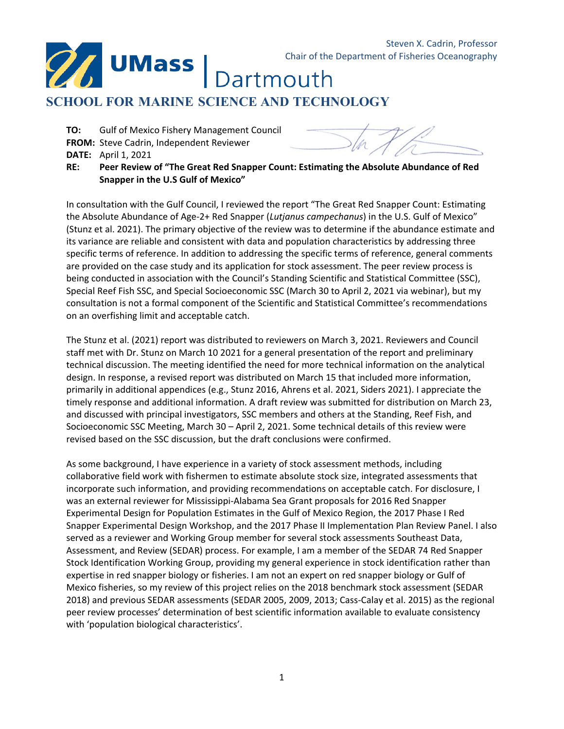Steven X. Cadrin, Professor
Chair of the Department of Fisheries Oceanography

**UMass | Dartmouth**

**SCHOOL FOR MARINE SCIENCE AND TECHNOLOGY**

**TO:** Gulf of Mexico Fishery Management Council
**FROM:** Steve Cadrin, Independent Reviewer
**DATE:** April 1, 2021
**RE:** **Peer Review of "The Great Red Snapper Count: Estimating the Absolute Abundance of Red Snapper in the U.S Gulf of Mexico"**

In consultation with the Gulf Council, I reviewed the report "The Great Red Snapper Count: Estimating the Absolute Abundance of Age-2+ Red Snapper (*Lutjanus campechanus*) in the U.S. Gulf of Mexico" (Stunz et al. 2021). The primary objective of the review was to determine if the abundance estimate and its variance are reliable and consistent with data and population characteristics by addressing three specific terms of reference. In addition to addressing the specific terms of reference, general comments are provided on the case study and its application for stock assessment. The peer review process is being conducted in association with the Council's Standing Scientific and Statistical Committee (SSC), Special Reef Fish SSC, and Special Socioeconomic SSC (March 30 to April 2, 2021 via webinar), but my consultation is not a formal component of the Scientific and Statistical Committee's recommendations on an overfishing limit and acceptable catch.

The Stunz et al. (2021) report was distributed to reviewers on March 3, 2021. Reviewers and Council staff met with Dr. Stunz on March 10 2021 for a general presentation of the report and preliminary technical discussion. The meeting identified the need for more technical information on the analytical design. In response, a revised report was distributed on March 15 that included more information, primarily in additional appendices (e.g., Stunz 2016, Ahrens et al. 2021, Siders 2021). I appreciate the timely response and additional information. A draft review was submitted for distribution on March 23, and discussed with principal investigators, SSC members and others at the Standing, Reef Fish, and Socioeconomic SSC Meeting, March 30 – April 2, 2021. Some technical details of this review were revised based on the SSC discussion, but the draft conclusions were confirmed.

As some background, I have experience in a variety of stock assessment methods, including collaborative field work with fishermen to estimate absolute stock size, integrated assessments that incorporate such information, and providing recommendations on acceptable catch. For disclosure, I was an external reviewer for Mississippi-Alabama Sea Grant proposals for 2016 Red Snapper Experimental Design for Population Estimates in the Gulf of Mexico Region, the 2017 Phase I Red Snapper Experimental Design Workshop, and the 2017 Phase II Implementation Plan Review Panel. I also served as a reviewer and Working Group member for several stock assessments Southeast Data, Assessment, and Review (SEDAR) process. For example, I am a member of the SEDAR 74 Red Snapper Stock Identification Working Group, providing my general experience in stock identification rather than expertise in red snapper biology or fisheries. I am not an expert on red snapper biology or Gulf of Mexico fisheries, so my review of this project relies on the 2018 benchmark stock assessment (SEDAR 2018) and previous SEDAR assessments (SEDAR 2005, 2009, 2013; Cass-Calay et al. 2015) as the regional peer review processes' determination of best scientific information available to evaluate consistency with 'population biological characteristics'.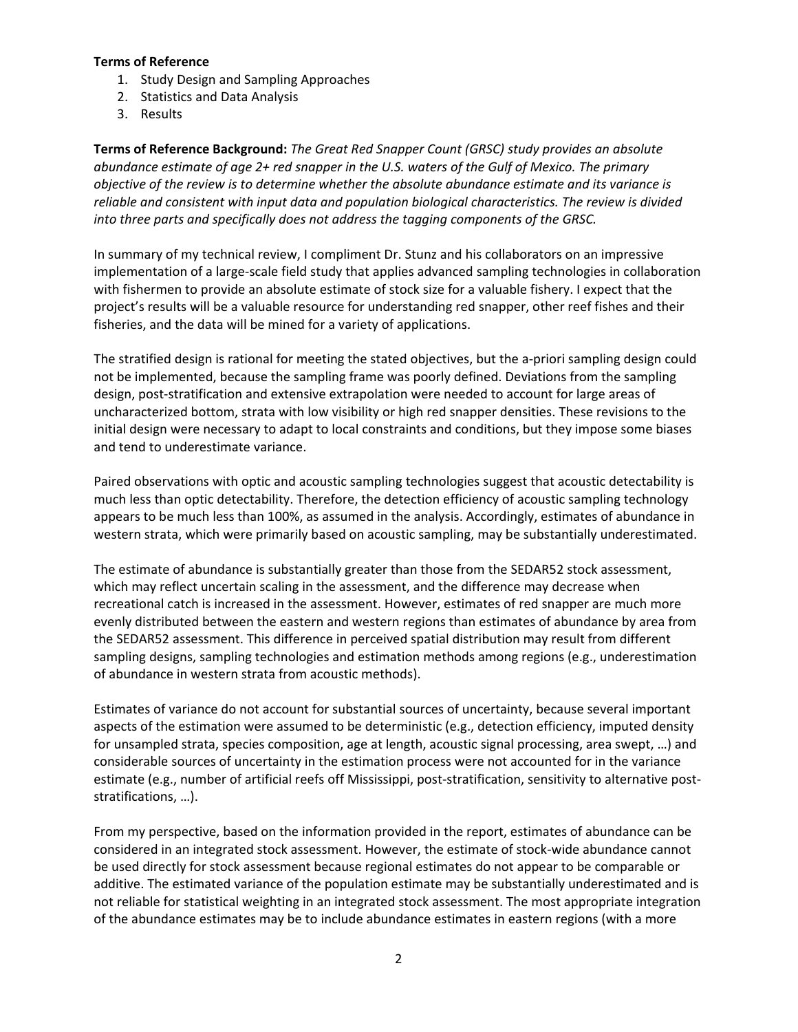**Terms of Reference**

1. Study Design and Sampling Approaches
2. Statistics and Data Analysis
3. Results

**Terms of Reference Background:** *The Great Red Snapper Count (GRSC) study provides an absolute abundance estimate of age 2+ red snapper in the U.S. waters of the Gulf of Mexico. The primary objective of the review is to determine whether the absolute abundance estimate and its variance is reliable and consistent with input data and population biological characteristics. The review is divided into three parts and specifically does not address the tagging components of the GRSC.*

In summary of my technical review, I compliment Dr. Stunz and his collaborators on an impressive implementation of a large-scale field study that applies advanced sampling technologies in collaboration with fishermen to provide an absolute estimate of stock size for a valuable fishery. I expect that the project's results will be a valuable resource for understanding red snapper, other reef fishes and their fisheries, and the data will be mined for a variety of applications.

The stratified design is rational for meeting the stated objectives, but the a-priori sampling design could not be implemented, because the sampling frame was poorly defined. Deviations from the sampling design, post-stratification and extensive extrapolation were needed to account for large areas of uncharacterized bottom, strata with low visibility or high red snapper densities. These revisions to the initial design were necessary to adapt to local constraints and conditions, but they impose some biases and tend to underestimate variance.

Paired observations with optic and acoustic sampling technologies suggest that acoustic detectability is much less than optic detectability. Therefore, the detection efficiency of acoustic sampling technology appears to be much less than 100%, as assumed in the analysis. Accordingly, estimates of abundance in western strata, which were primarily based on acoustic sampling, may be substantially underestimated.

The estimate of abundance is substantially greater than those from the SEDAR52 stock assessment, which may reflect uncertain scaling in the assessment, and the difference may decrease when recreational catch is increased in the assessment. However, estimates of red snapper are much more evenly distributed between the eastern and western regions than estimates of abundance by area from the SEDAR52 assessment. This difference in perceived spatial distribution may result from different sampling designs, sampling technologies and estimation methods among regions (e.g., underestimation of abundance in western strata from acoustic methods).

Estimates of variance do not account for substantial sources of uncertainty, because several important aspects of the estimation were assumed to be deterministic (e.g., detection efficiency, imputed density for unsampled strata, species composition, age at length, acoustic signal processing, area swept, …) and considerable sources of uncertainty in the estimation process were not accounted for in the variance estimate (e.g., number of artificial reefs off Mississippi, post-stratification, sensitivity to alternative post-stratifications, …).

From my perspective, based on the information provided in the report, estimates of abundance can be considered in an integrated stock assessment. However, the estimate of stock-wide abundance cannot be used directly for stock assessment because regional estimates do not appear to be comparable or additive. The estimated variance of the population estimate may be substantially underestimated and is not reliable for statistical weighting in an integrated stock assessment. The most appropriate integration of the abundance estimates may be to include abundance estimates in eastern regions (with a more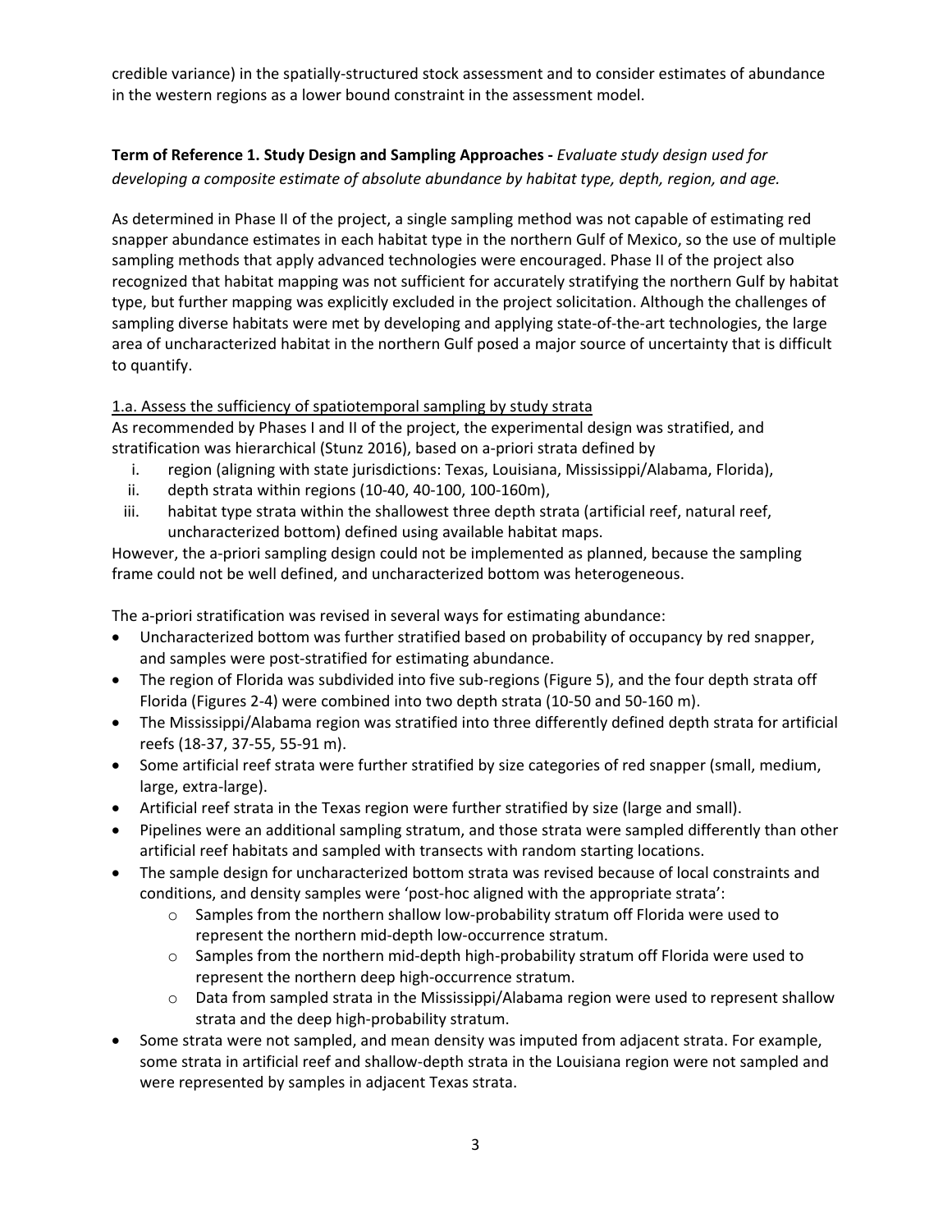credible variance) in the spatially-structured stock assessment and to consider estimates of abundance in the western regions as a lower bound constraint in the assessment model.

**Term of Reference 1. Study Design and Sampling Approaches -** *Evaluate study design used for developing a composite estimate of absolute abundance by habitat type, depth, region, and age.*

As determined in Phase II of the project, a single sampling method was not capable of estimating red snapper abundance estimates in each habitat type in the northern Gulf of Mexico, so the use of multiple sampling methods that apply advanced technologies were encouraged. Phase II of the project also recognized that habitat mapping was not sufficient for accurately stratifying the northern Gulf by habitat type, but further mapping was explicitly excluded in the project solicitation. Although the challenges of sampling diverse habitats were met by developing and applying state-of-the-art technologies, the large area of uncharacterized habitat in the northern Gulf posed a major source of uncertainty that is difficult to quantify.

<u>1.a. Assess the sufficiency of spatiotemporal sampling by study strata</u>

As recommended by Phases I and II of the project, the experimental design was stratified, and stratification was hierarchical (Stunz 2016), based on a-priori strata defined by

i. region (aligning with state jurisdictions: Texas, Louisiana, Mississippi/Alabama, Florida),
ii. depth strata within regions (10-40, 40-100, 100-160m),
iii. habitat type strata within the shallowest three depth strata (artificial reef, natural reef, uncharacterized bottom) defined using available habitat maps.

However, the a-priori sampling design could not be implemented as planned, because the sampling frame could not be well defined, and uncharacterized bottom was heterogeneous.

The a-priori stratification was revised in several ways for estimating abundance:

- Uncharacterized bottom was further stratified based on probability of occupancy by red snapper, and samples were post-stratified for estimating abundance.
- The region of Florida was subdivided into five sub-regions (Figure 5), and the four depth strata off Florida (Figures 2-4) were combined into two depth strata (10-50 and 50-160 m).
- The Mississippi/Alabama region was stratified into three differently defined depth strata for artificial reefs (18-37, 37-55, 55-91 m).
- Some artificial reef strata were further stratified by size categories of red snapper (small, medium, large, extra-large).
- Artificial reef strata in the Texas region were further stratified by size (large and small).
- Pipelines were an additional sampling stratum, and those strata were sampled differently than other artificial reef habitats and sampled with transects with random starting locations.
- The sample design for uncharacterized bottom strata was revised because of local constraints and conditions, and density samples were 'post-hoc aligned with the appropriate strata':
  - Samples from the northern shallow low-probability stratum off Florida were used to represent the northern mid-depth low-occurrence stratum.
  - Samples from the northern mid-depth high-probability stratum off Florida were used to represent the northern deep high-occurrence stratum.
  - Data from sampled strata in the Mississippi/Alabama region were used to represent shallow strata and the deep high-probability stratum.
- Some strata were not sampled, and mean density was imputed from adjacent strata. For example, some strata in artificial reef and shallow-depth strata in the Louisiana region were not sampled and were represented by samples in adjacent Texas strata.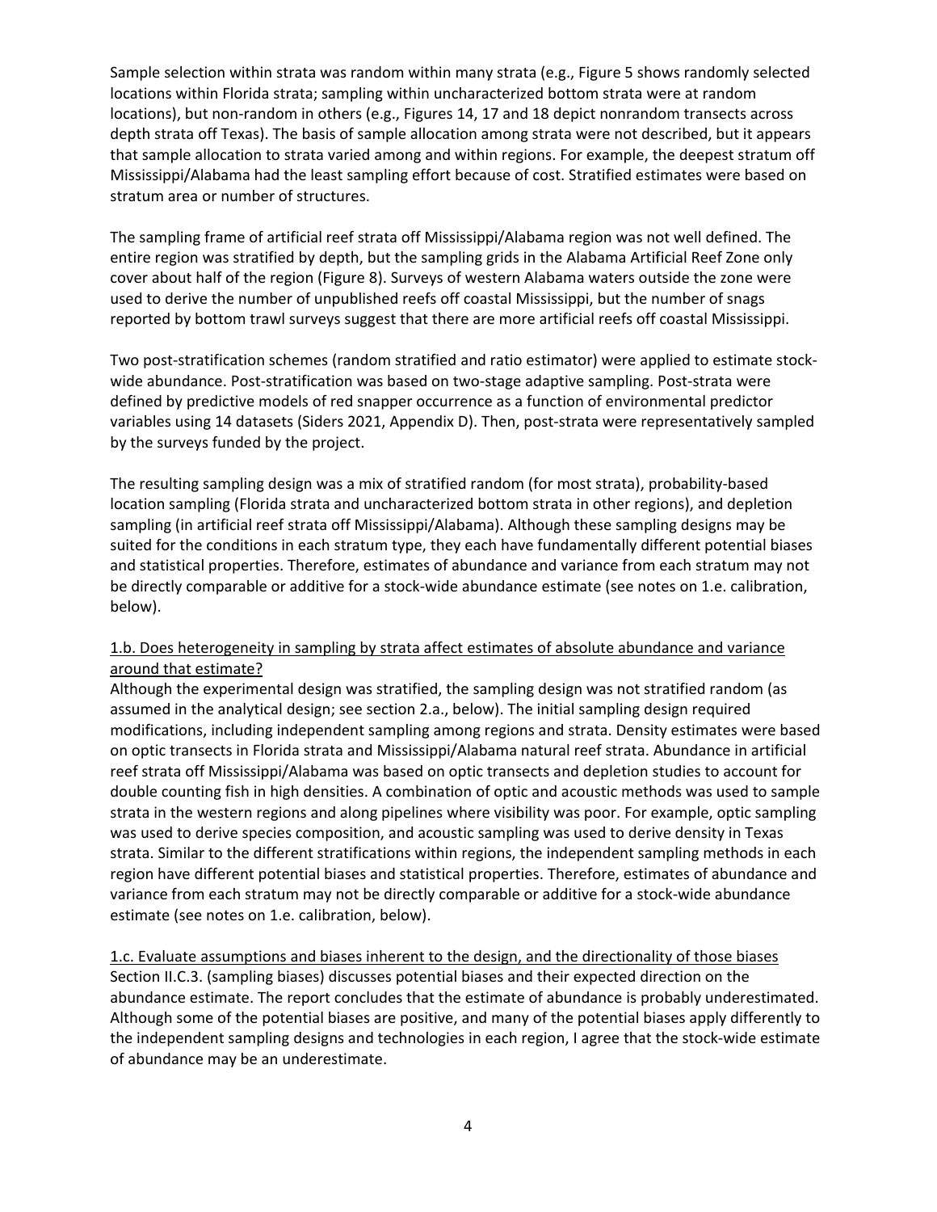Sample selection within strata was random within many strata (e.g., Figure 5 shows randomly selected locations within Florida strata; sampling within uncharacterized bottom strata were at random locations), but non-random in others (e.g., Figures 14, 17 and 18 depict nonrandom transects across depth strata off Texas). The basis of sample allocation among strata were not described, but it appears that sample allocation to strata varied among and within regions. For example, the deepest stratum off Mississippi/Alabama had the least sampling effort because of cost. Stratified estimates were based on stratum area or number of structures.

The sampling frame of artificial reef strata off Mississippi/Alabama region was not well defined. The entire region was stratified by depth, but the sampling grids in the Alabama Artificial Reef Zone only cover about half of the region (Figure 8). Surveys of western Alabama waters outside the zone were used to derive the number of unpublished reefs off coastal Mississippi, but the number of snags reported by bottom trawl surveys suggest that there are more artificial reefs off coastal Mississippi.

Two post-stratification schemes (random stratified and ratio estimator) were applied to estimate stock-wide abundance. Post-stratification was based on two-stage adaptive sampling. Post-strata were defined by predictive models of red snapper occurrence as a function of environmental predictor variables using 14 datasets (Siders 2021, Appendix D). Then, post-strata were representatively sampled by the surveys funded by the project.

The resulting sampling design was a mix of stratified random (for most strata), probability-based location sampling (Florida strata and uncharacterized bottom strata in other regions), and depletion sampling (in artificial reef strata off Mississippi/Alabama). Although these sampling designs may be suited for the conditions in each stratum type, they each have fundamentally different potential biases and statistical properties. Therefore, estimates of abundance and variance from each stratum may not be directly comparable or additive for a stock-wide abundance estimate (see notes on 1.e. calibration, below).

<u>1.b. Does heterogeneity in sampling by strata affect estimates of absolute abundance and variance around that estimate?</u>

Although the experimental design was stratified, the sampling design was not stratified random (as assumed in the analytical design; see section 2.a., below). The initial sampling design required modifications, including independent sampling among regions and strata. Density estimates were based on optic transects in Florida strata and Mississippi/Alabama natural reef strata. Abundance in artificial reef strata off Mississippi/Alabama was based on optic transects and depletion studies to account for double counting fish in high densities. A combination of optic and acoustic methods was used to sample strata in the western regions and along pipelines where visibility was poor. For example, optic sampling was used to derive species composition, and acoustic sampling was used to derive density in Texas strata. Similar to the different stratifications within regions, the independent sampling methods in each region have different potential biases and statistical properties. Therefore, estimates of abundance and variance from each stratum may not be directly comparable or additive for a stock-wide abundance estimate (see notes on 1.e. calibration, below).

<u>1.c. Evaluate assumptions and biases inherent to the design, and the directionality of those biases</u>

Section II.C.3. (sampling biases) discusses potential biases and their expected direction on the abundance estimate. The report concludes that the estimate of abundance is probably underestimated. Although some of the potential biases are positive, and many of the potential biases apply differently to the independent sampling designs and technologies in each region, I agree that the stock-wide estimate of abundance may be an underestimate.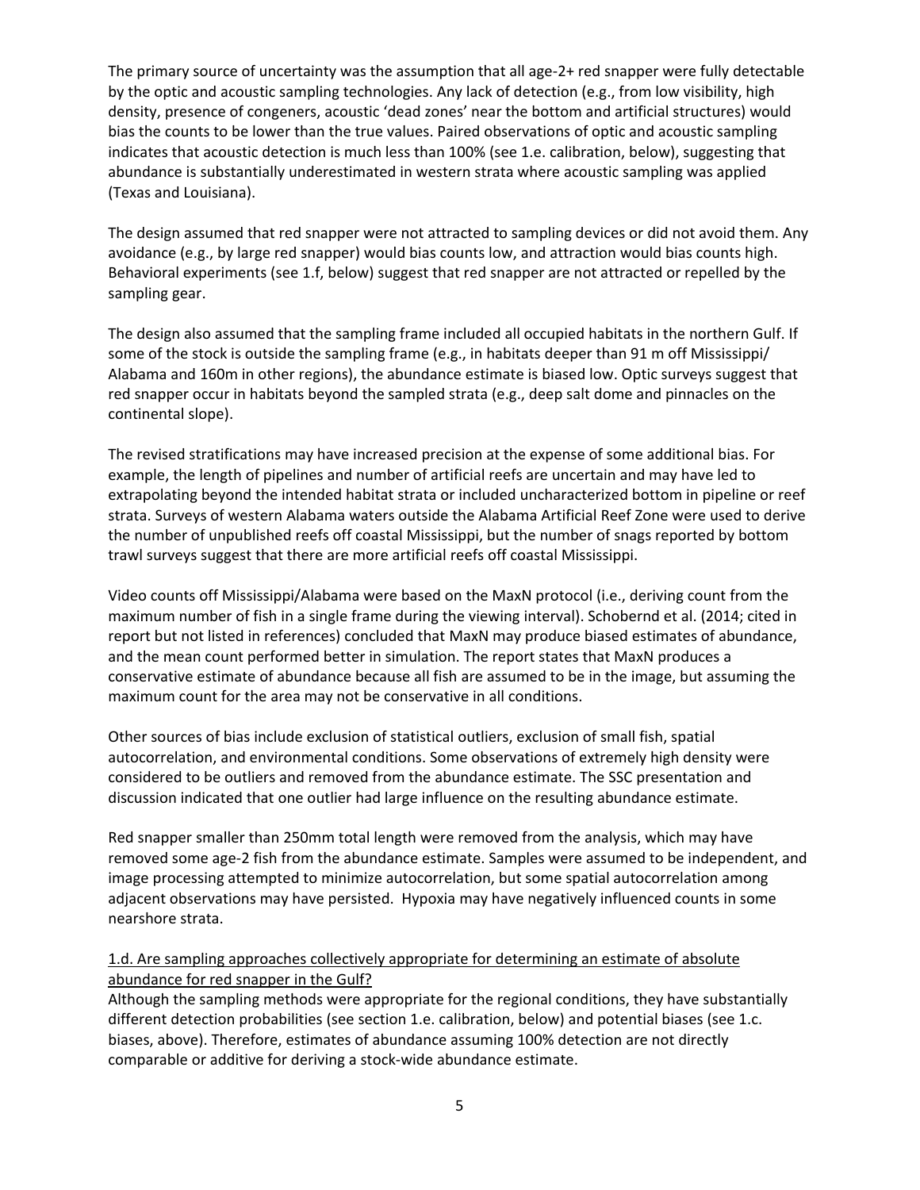The primary source of uncertainty was the assumption that all age-2+ red snapper were fully detectable by the optic and acoustic sampling technologies. Any lack of detection (e.g., from low visibility, high density, presence of congeners, acoustic 'dead zones' near the bottom and artificial structures) would bias the counts to be lower than the true values. Paired observations of optic and acoustic sampling indicates that acoustic detection is much less than 100% (see 1.e. calibration, below), suggesting that abundance is substantially underestimated in western strata where acoustic sampling was applied (Texas and Louisiana).

The design assumed that red snapper were not attracted to sampling devices or did not avoid them. Any avoidance (e.g., by large red snapper) would bias counts low, and attraction would bias counts high. Behavioral experiments (see 1.f, below) suggest that red snapper are not attracted or repelled by the sampling gear.

The design also assumed that the sampling frame included all occupied habitats in the northern Gulf. If some of the stock is outside the sampling frame (e.g., in habitats deeper than 91 m off Mississippi/ Alabama and 160m in other regions), the abundance estimate is biased low. Optic surveys suggest that red snapper occur in habitats beyond the sampled strata (e.g., deep salt dome and pinnacles on the continental slope).

The revised stratifications may have increased precision at the expense of some additional bias. For example, the length of pipelines and number of artificial reefs are uncertain and may have led to extrapolating beyond the intended habitat strata or included uncharacterized bottom in pipeline or reef strata. Surveys of western Alabama waters outside the Alabama Artificial Reef Zone were used to derive the number of unpublished reefs off coastal Mississippi, but the number of snags reported by bottom trawl surveys suggest that there are more artificial reefs off coastal Mississippi.

Video counts off Mississippi/Alabama were based on the MaxN protocol (i.e., deriving count from the maximum number of fish in a single frame during the viewing interval). Schobernd et al. (2014; cited in report but not listed in references) concluded that MaxN may produce biased estimates of abundance, and the mean count performed better in simulation. The report states that MaxN produces a conservative estimate of abundance because all fish are assumed to be in the image, but assuming the maximum count for the area may not be conservative in all conditions.

Other sources of bias include exclusion of statistical outliers, exclusion of small fish, spatial autocorrelation, and environmental conditions. Some observations of extremely high density were considered to be outliers and removed from the abundance estimate. The SSC presentation and discussion indicated that one outlier had large influence on the resulting abundance estimate.

Red snapper smaller than 250mm total length were removed from the analysis, which may have removed some age-2 fish from the abundance estimate. Samples were assumed to be independent, and image processing attempted to minimize autocorrelation, but some spatial autocorrelation among adjacent observations may have persisted. Hypoxia may have negatively influenced counts in some nearshore strata.

<u>1.d. Are sampling approaches collectively appropriate for determining an estimate of absolute abundance for red snapper in the Gulf?</u>

Although the sampling methods were appropriate for the regional conditions, they have substantially different detection probabilities (see section 1.e. calibration, below) and potential biases (see 1.c. biases, above). Therefore, estimates of abundance assuming 100% detection are not directly comparable or additive for deriving a stock-wide abundance estimate.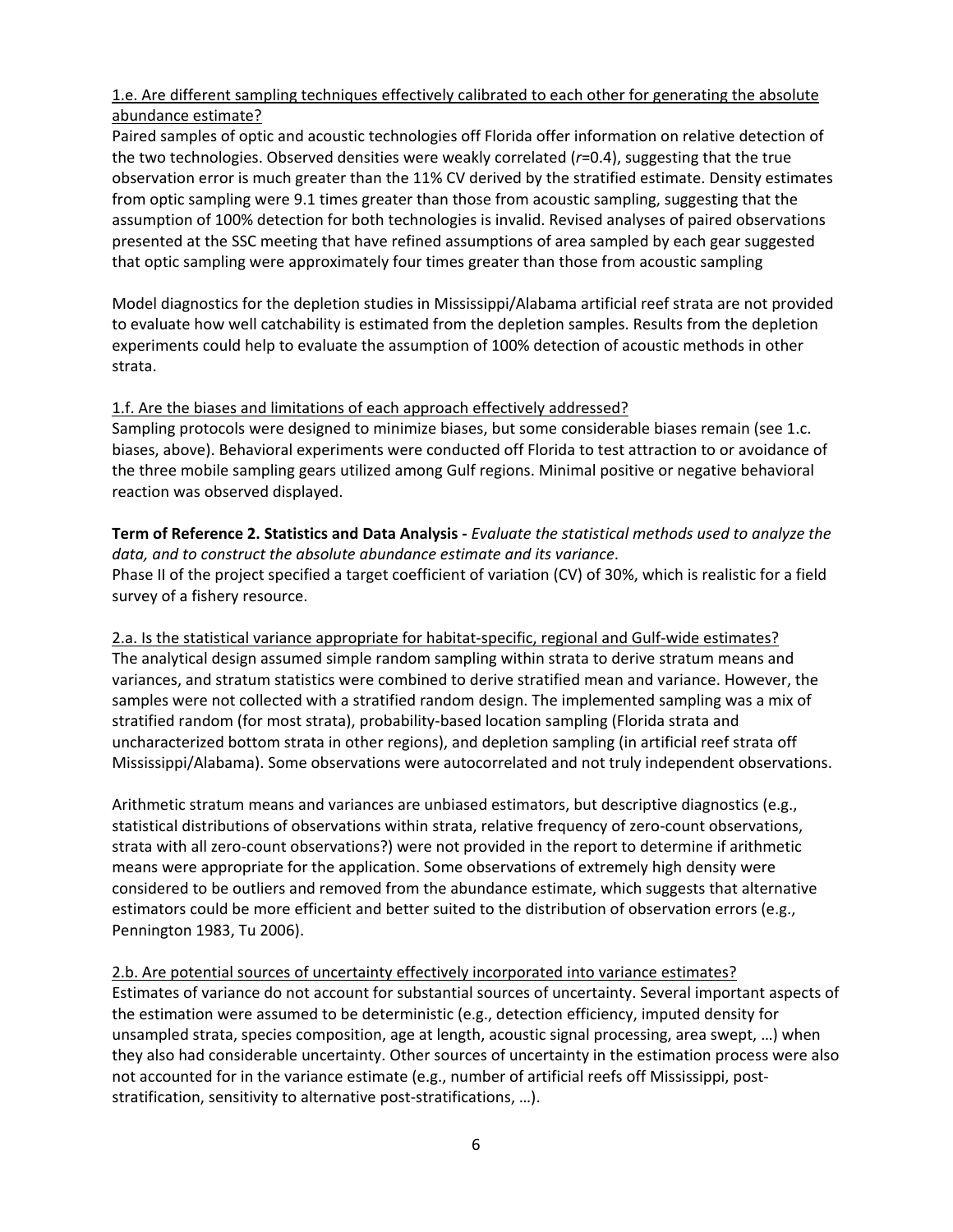<u>1.e. Are different sampling techniques effectively calibrated to each other for generating the absolute abundance estimate?</u>

Paired samples of optic and acoustic technologies off Florida offer information on relative detection of the two technologies. Observed densities were weakly correlated ($r$=0.4), suggesting that the true observation error is much greater than the 11% CV derived by the stratified estimate. Density estimates from optic sampling were 9.1 times greater than those from acoustic sampling, suggesting that the assumption of 100% detection for both technologies is invalid. Revised analyses of paired observations presented at the SSC meeting that have refined assumptions of area sampled by each gear suggested that optic sampling were approximately four times greater than those from acoustic sampling

Model diagnostics for the depletion studies in Mississippi/Alabama artificial reef strata are not provided to evaluate how well catchability is estimated from the depletion samples. Results from the depletion experiments could help to evaluate the assumption of 100% detection of acoustic methods in other strata.

<u>1.f. Are the biases and limitations of each approach effectively addressed?</u>

Sampling protocols were designed to minimize biases, but some considerable biases remain (see 1.c. biases, above). Behavioral experiments were conducted off Florida to test attraction to or avoidance of the three mobile sampling gears utilized among Gulf regions. Minimal positive or negative behavioral reaction was observed displayed.

**Term of Reference 2. Statistics and Data Analysis -** *Evaluate the statistical methods used to analyze the data, and to construct the absolute abundance estimate and its variance*.

Phase II of the project specified a target coefficient of variation (CV) of 30%, which is realistic for a field survey of a fishery resource.

<u>2.a. Is the statistical variance appropriate for habitat-specific, regional and Gulf-wide estimates?</u>

The analytical design assumed simple random sampling within strata to derive stratum means and variances, and stratum statistics were combined to derive stratified mean and variance. However, the samples were not collected with a stratified random design. The implemented sampling was a mix of stratified random (for most strata), probability-based location sampling (Florida strata and uncharacterized bottom strata in other regions), and depletion sampling (in artificial reef strata off Mississippi/Alabama). Some observations were autocorrelated and not truly independent observations.

Arithmetic stratum means and variances are unbiased estimators, but descriptive diagnostics (e.g., statistical distributions of observations within strata, relative frequency of zero-count observations, strata with all zero-count observations?) were not provided in the report to determine if arithmetic means were appropriate for the application. Some observations of extremely high density were considered to be outliers and removed from the abundance estimate, which suggests that alternative estimators could be more efficient and better suited to the distribution of observation errors (e.g., Pennington 1983, Tu 2006).

<u>2.b. Are potential sources of uncertainty effectively incorporated into variance estimates?</u>

Estimates of variance do not account for substantial sources of uncertainty. Several important aspects of the estimation were assumed to be deterministic (e.g., detection efficiency, imputed density for unsampled strata, species composition, age at length, acoustic signal processing, area swept, …) when they also had considerable uncertainty. Other sources of uncertainty in the estimation process were also not accounted for in the variance estimate (e.g., number of artificial reefs off Mississippi, post-stratification, sensitivity to alternative post-stratifications, …).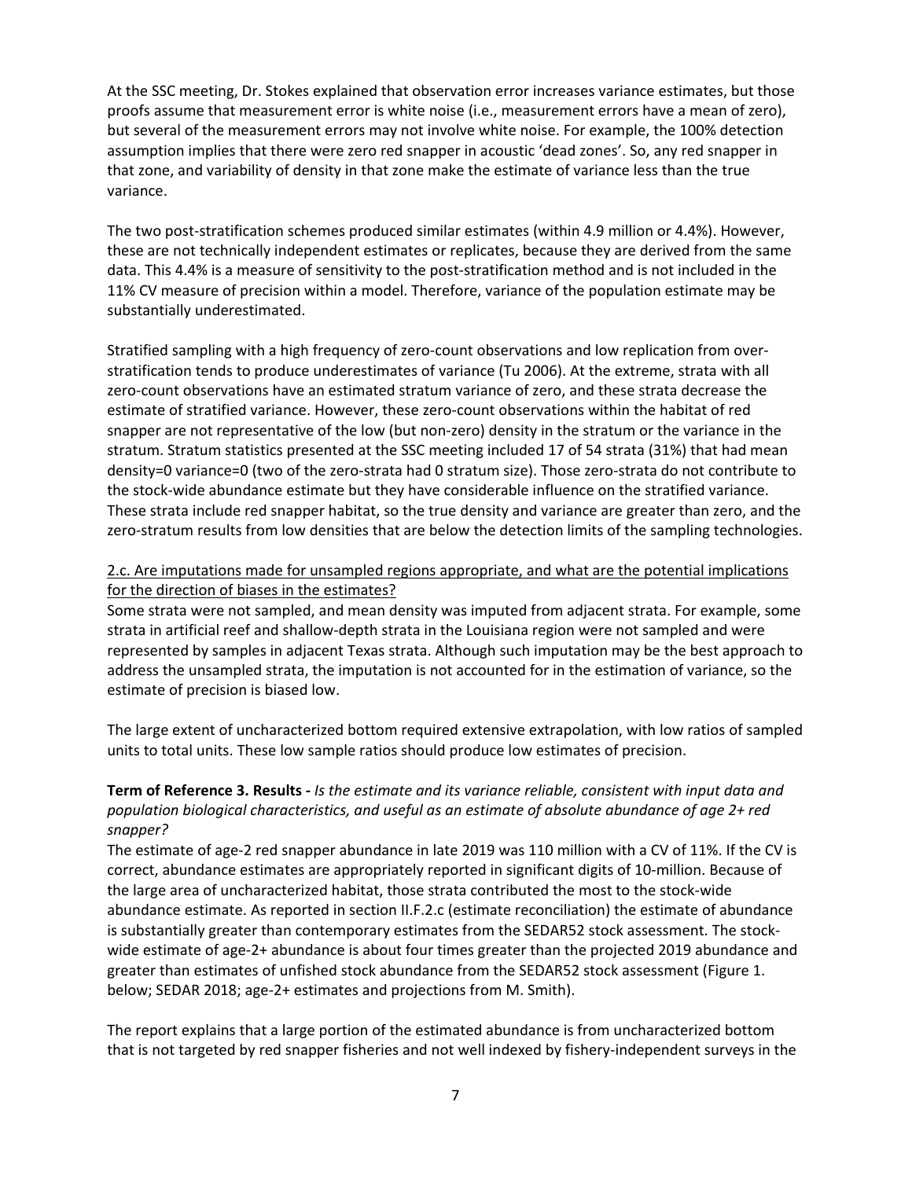At the SSC meeting, Dr. Stokes explained that observation error increases variance estimates, but those proofs assume that measurement error is white noise (i.e., measurement errors have a mean of zero), but several of the measurement errors may not involve white noise. For example, the 100% detection assumption implies that there were zero red snapper in acoustic 'dead zones'. So, any red snapper in that zone, and variability of density in that zone make the estimate of variance less than the true variance.

The two post-stratification schemes produced similar estimates (within 4.9 million or 4.4%). However, these are not technically independent estimates or replicates, because they are derived from the same data. This 4.4% is a measure of sensitivity to the post-stratification method and is not included in the 11% CV measure of precision within a model. Therefore, variance of the population estimate may be substantially underestimated.

Stratified sampling with a high frequency of zero-count observations and low replication from over-stratification tends to produce underestimates of variance (Tu 2006). At the extreme, strata with all zero-count observations have an estimated stratum variance of zero, and these strata decrease the estimate of stratified variance. However, these zero-count observations within the habitat of red snapper are not representative of the low (but non-zero) density in the stratum or the variance in the stratum. Stratum statistics presented at the SSC meeting included 17 of 54 strata (31%) that had mean density=0 variance=0 (two of the zero-strata had 0 stratum size). Those zero-strata do not contribute to the stock-wide abundance estimate but they have considerable influence on the stratified variance. These strata include red snapper habitat, so the true density and variance are greater than zero, and the zero-stratum results from low densities that are below the detection limits of the sampling technologies.

<u>2.c. Are imputations made for unsampled regions appropriate, and what are the potential implications for the direction of biases in the estimates?</u>

Some strata were not sampled, and mean density was imputed from adjacent strata. For example, some strata in artificial reef and shallow-depth strata in the Louisiana region were not sampled and were represented by samples in adjacent Texas strata. Although such imputation may be the best approach to address the unsampled strata, the imputation is not accounted for in the estimation of variance, so the estimate of precision is biased low.

The large extent of uncharacterized bottom required extensive extrapolation, with low ratios of sampled units to total units. These low sample ratios should produce low estimates of precision.

**Term of Reference 3. Results -** *Is the estimate and its variance reliable, consistent with input data and population biological characteristics, and useful as an estimate of absolute abundance of age 2+ red snapper?*

The estimate of age-2 red snapper abundance in late 2019 was 110 million with a CV of 11%. If the CV is correct, abundance estimates are appropriately reported in significant digits of 10-million. Because of the large area of uncharacterized habitat, those strata contributed the most to the stock-wide abundance estimate. As reported in section II.F.2.c (estimate reconciliation) the estimate of abundance is substantially greater than contemporary estimates from the SEDAR52 stock assessment. The stock-wide estimate of age-2+ abundance is about four times greater than the projected 2019 abundance and greater than estimates of unfished stock abundance from the SEDAR52 stock assessment (Figure 1. below; SEDAR 2018; age-2+ estimates and projections from M. Smith).

The report explains that a large portion of the estimated abundance is from uncharacterized bottom that is not targeted by red snapper fisheries and not well indexed by fishery-independent surveys in the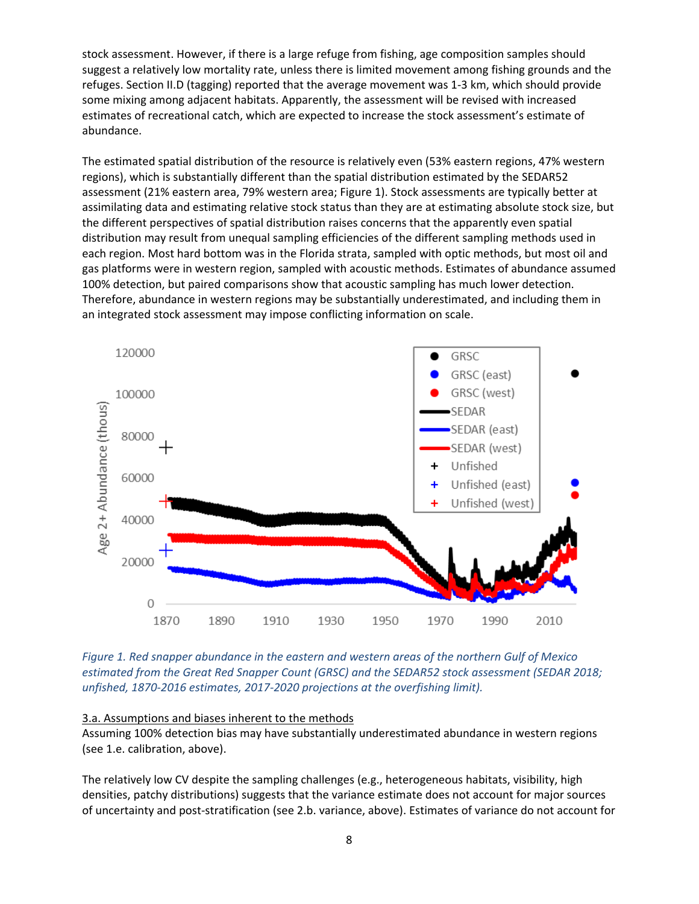stock assessment. However, if there is a large refuge from fishing, age composition samples should suggest a relatively low mortality rate, unless there is limited movement among fishing grounds and the refuges. Section II.D (tagging) reported that the average movement was 1-3 km, which should provide some mixing among adjacent habitats. Apparently, the assessment will be revised with increased estimates of recreational catch, which are expected to increase the stock assessment's estimate of abundance.

The estimated spatial distribution of the resource is relatively even (53% eastern regions, 47% western regions), which is substantially different than the spatial distribution estimated by the SEDAR52 assessment (21% eastern area, 79% western area; Figure 1). Stock assessments are typically better at assimilating data and estimating relative stock status than they are at estimating absolute stock size, but the different perspectives of spatial distribution raises concerns that the apparently even spatial distribution may result from unequal sampling efficiencies of the different sampling methods used in each region. Most hard bottom was in the Florida strata, sampled with optic methods, but most oil and gas platforms were in western region, sampled with acoustic methods. Estimates of abundance assumed 100% detection, but paired comparisons show that acoustic sampling has much lower detection. Therefore, abundance in western regions may be substantially underestimated, and including them in an integrated stock assessment may impose conflicting information on scale.

*Figure 1. Red snapper abundance in the eastern and western areas of the northern Gulf of Mexico estimated from the Great Red Snapper Count (GRSC) and the SEDAR52 stock assessment (SEDAR 2018; unfished, 1870-2016 estimates, 2017-2020 projections at the overfishing limit).*

3.a. Assumptions and biases inherent to the methods

Assuming 100% detection bias may have substantially underestimated abundance in western regions (see 1.e. calibration, above).

The relatively low CV despite the sampling challenges (e.g., heterogeneous habitats, visibility, high densities, patchy distributions) suggests that the variance estimate does not account for major sources of uncertainty and post-stratification (see 2.b. variance, above). Estimates of variance do not account for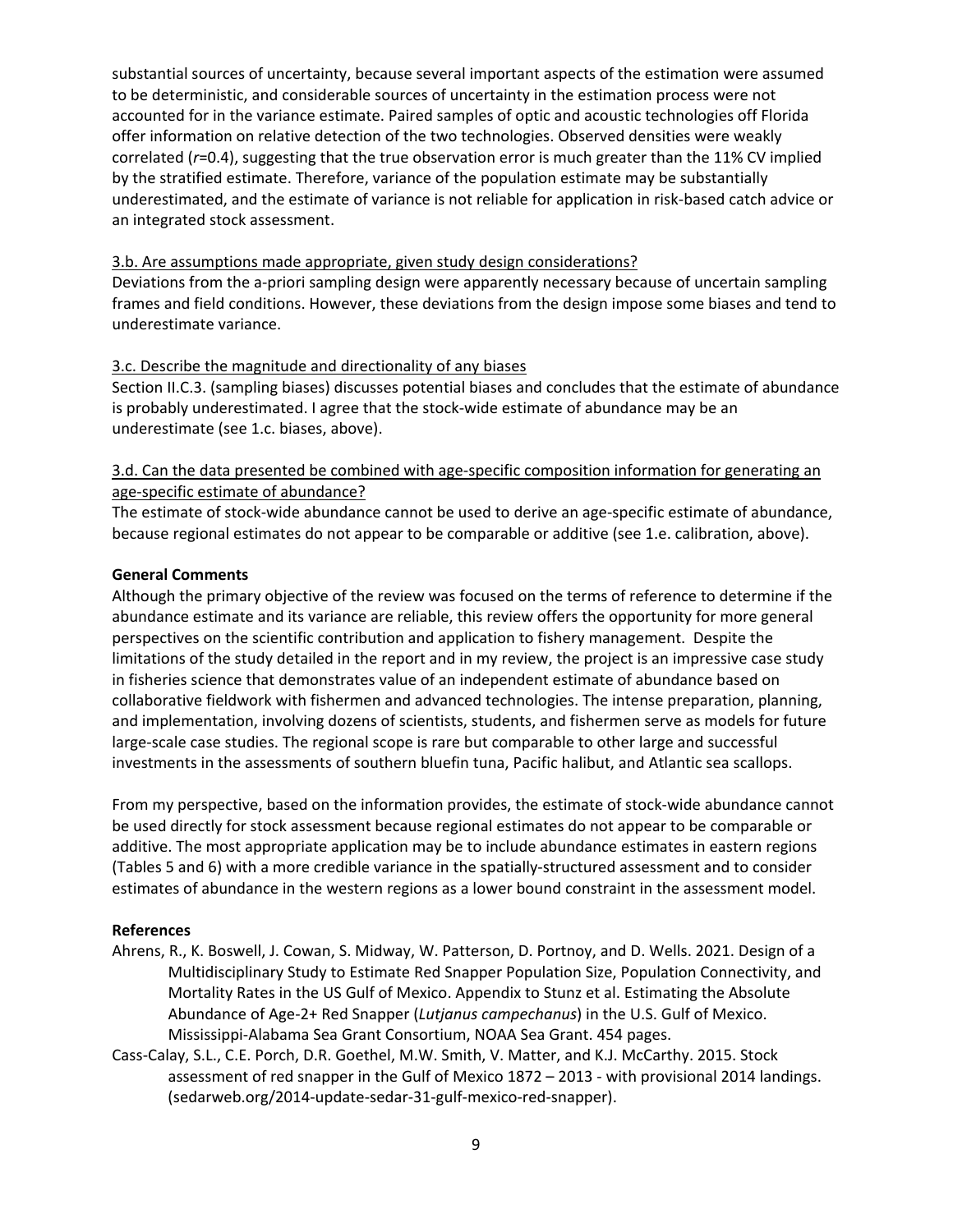substantial sources of uncertainty, because several important aspects of the estimation were assumed to be deterministic, and considerable sources of uncertainty in the estimation process were not accounted for in the variance estimate. Paired samples of optic and acoustic technologies off Florida offer information on relative detection of the two technologies. Observed densities were weakly correlated ($r$=0.4), suggesting that the true observation error is much greater than the 11% CV implied by the stratified estimate. Therefore, variance of the population estimate may be substantially underestimated, and the estimate of variance is not reliable for application in risk-based catch advice or an integrated stock assessment.

<u>3.b. Are assumptions made appropriate, given study design considerations?</u>

Deviations from the a-priori sampling design were apparently necessary because of uncertain sampling frames and field conditions. However, these deviations from the design impose some biases and tend to underestimate variance.

<u>3.c. Describe the magnitude and directionality of any biases</u>

Section II.C.3. (sampling biases) discusses potential biases and concludes that the estimate of abundance is probably underestimated. I agree that the stock-wide estimate of abundance may be an underestimate (see 1.c. biases, above).

<u>3.d. Can the data presented be combined with age-specific composition information for generating an age-specific estimate of abundance?</u>

The estimate of stock-wide abundance cannot be used to derive an age-specific estimate of abundance, because regional estimates do not appear to be comparable or additive (see 1.e. calibration, above).

**General Comments**

Although the primary objective of the review was focused on the terms of reference to determine if the abundance estimate and its variance are reliable, this review offers the opportunity for more general perspectives on the scientific contribution and application to fishery management. Despite the limitations of the study detailed in the report and in my review, the project is an impressive case study in fisheries science that demonstrates value of an independent estimate of abundance based on collaborative fieldwork with fishermen and advanced technologies. The intense preparation, planning, and implementation, involving dozens of scientists, students, and fishermen serve as models for future large-scale case studies. The regional scope is rare but comparable to other large and successful investments in the assessments of southern bluefin tuna, Pacific halibut, and Atlantic sea scallops.

From my perspective, based on the information provides, the estimate of stock-wide abundance cannot be used directly for stock assessment because regional estimates do not appear to be comparable or additive. The most appropriate application may be to include abundance estimates in eastern regions (Tables 5 and 6) with a more credible variance in the spatially-structured assessment and to consider estimates of abundance in the western regions as a lower bound constraint in the assessment model.

**References**

Ahrens, R., K. Boswell, J. Cowan, S. Midway, W. Patterson, D. Portnoy, and D. Wells. 2021. Design of a Multidisciplinary Study to Estimate Red Snapper Population Size, Population Connectivity, and Mortality Rates in the US Gulf of Mexico. Appendix to Stunz et al. Estimating the Absolute Abundance of Age-2+ Red Snapper (*Lutjanus campechanus*) in the U.S. Gulf of Mexico. Mississippi-Alabama Sea Grant Consortium, NOAA Sea Grant. 454 pages.

Cass-Calay, S.L., C.E. Porch, D.R. Goethel, M.W. Smith, V. Matter, and K.J. McCarthy. 2015. Stock assessment of red snapper in the Gulf of Mexico 1872 – 2013 - with provisional 2014 landings. (sedarweb.org/2014-update-sedar-31-gulf-mexico-red-snapper).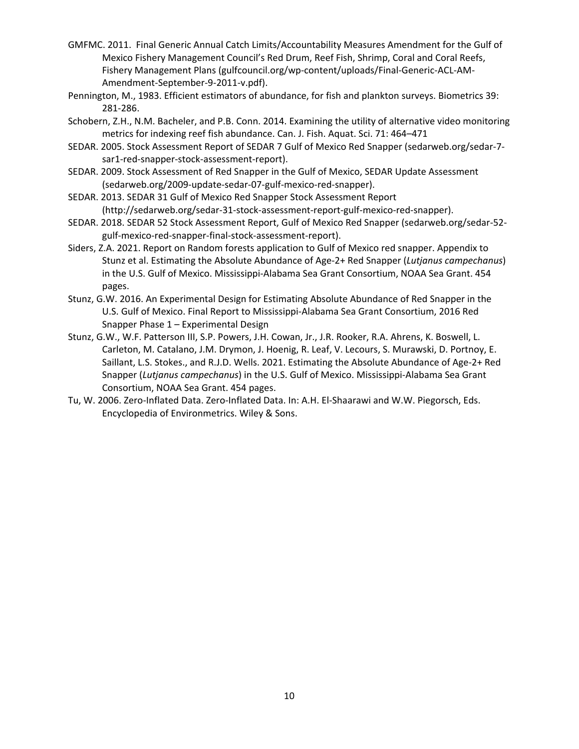GMFMC. 2011. Final Generic Annual Catch Limits/Accountability Measures Amendment for the Gulf of Mexico Fishery Management Council's Red Drum, Reef Fish, Shrimp, Coral and Coral Reefs, Fishery Management Plans (gulfcouncil.org/wp-content/uploads/Final-Generic-ACL-AM-Amendment-September-9-2011-v.pdf).

Pennington, M., 1983. Efficient estimators of abundance, for fish and plankton surveys. Biometrics 39: 281-286.

Schobern, Z.H., N.M. Bacheler, and P.B. Conn. 2014. Examining the utility of alternative video monitoring metrics for indexing reef fish abundance. Can. J. Fish. Aquat. Sci. 71: 464–471

SEDAR. 2005. Stock Assessment Report of SEDAR 7 Gulf of Mexico Red Snapper (sedarweb.org/sedar-7-sar1-red-snapper-stock-assessment-report).

SEDAR. 2009. Stock Assessment of Red Snapper in the Gulf of Mexico, SEDAR Update Assessment (sedarweb.org/2009-update-sedar-07-gulf-mexico-red-snapper).

SEDAR. 2013. SEDAR 31 Gulf of Mexico Red Snapper Stock Assessment Report (http://sedarweb.org/sedar-31-stock-assessment-report-gulf-mexico-red-snapper).

SEDAR. 2018. SEDAR 52 Stock Assessment Report, Gulf of Mexico Red Snapper (sedarweb.org/sedar-52-gulf-mexico-red-snapper-final-stock-assessment-report).

Siders, Z.A. 2021. Report on Random forests application to Gulf of Mexico red snapper. Appendix to Stunz et al. Estimating the Absolute Abundance of Age-2+ Red Snapper (*Lutjanus campechanus*) in the U.S. Gulf of Mexico. Mississippi-Alabama Sea Grant Consortium, NOAA Sea Grant. 454 pages.

Stunz, G.W. 2016. An Experimental Design for Estimating Absolute Abundance of Red Snapper in the U.S. Gulf of Mexico. Final Report to Mississippi-Alabama Sea Grant Consortium, 2016 Red Snapper Phase 1 – Experimental Design

Stunz, G.W., W.F. Patterson III, S.P. Powers, J.H. Cowan, Jr., J.R. Rooker, R.A. Ahrens, K. Boswell, L. Carleton, M. Catalano, J.M. Drymon, J. Hoenig, R. Leaf, V. Lecours, S. Murawski, D. Portnoy, E. Saillant, L.S. Stokes., and R.J.D. Wells. 2021. Estimating the Absolute Abundance of Age-2+ Red Snapper (*Lutjanus campechanus*) in the U.S. Gulf of Mexico. Mississippi-Alabama Sea Grant Consortium, NOAA Sea Grant. 454 pages.

Tu, W. 2006. Zero-Inflated Data. Zero-Inflated Data. In: A.H. El-Shaarawi and W.W. Piegorsch, Eds. Encyclopedia of Environmetrics. Wiley & Sons.